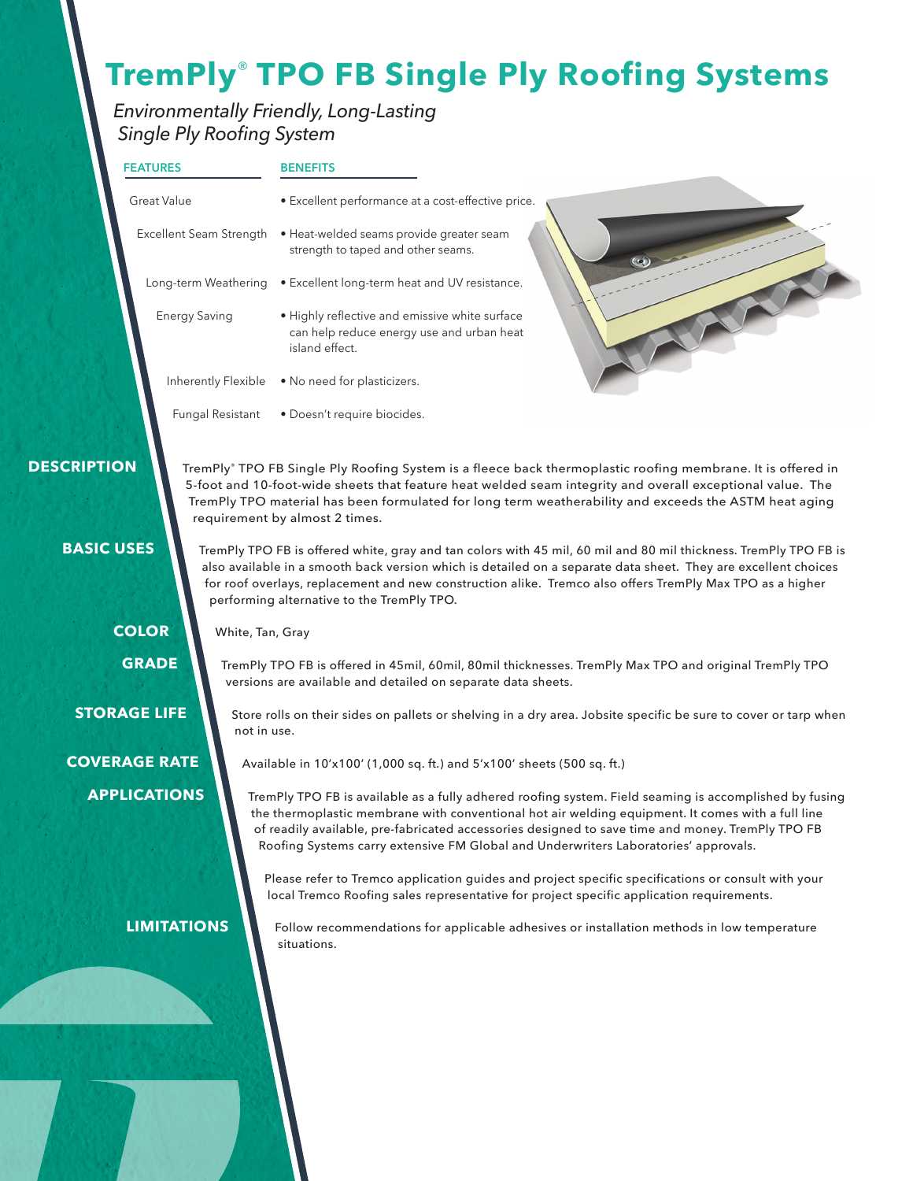# TremPly® TPO FB Single Ply Roofing Systems

*Environmentally Friendly, Long-Lasting Single Ply Roofing System*

| FEATURES | BENEFITS |
| --- | --- |
| Great Value | • Excellent performance at a cost-effective price. |
| Excellent Seam Strength | • Heat-welded seams provide greater seam strength to taped and other seams. |
| Long-term Weathering | • Excellent long-term heat and UV resistance. |
| Energy Saving | • Highly reflective and emissive white surface can help reduce energy use and urban heat island effect. |
| Inherently Flexible | • No need for plasticizers. |
| Fungal Resistant | • Doesn't require biocides. |

## DESCRIPTION

TremPly® TPO FB Single Ply Roofing System is a fleece back thermoplastic roofing membrane. It is offered in 5-foot and 10-foot-wide sheets that feature heat welded seam integrity and overall exceptional value. The TremPly TPO material has been formulated for long term weatherability and exceeds the ASTM heat aging requirement by almost 2 times.

## BASIC USES

TremPly TPO FB is offered white, gray and tan colors with 45 mil, 60 mil and 80 mil thickness. TremPly TPO FB is also available in a smooth back version which is detailed on a separate data sheet. They are excellent choices for roof overlays, replacement and new construction alike. Tremco also offers TremPly Max TPO as a higher performing alternative to the TremPly TPO.

## COLOR

White, Tan, Gray

## GRADE

TremPly TPO FB is offered in 45mil, 60mil, 80mil thicknesses. TremPly Max TPO and original TremPly TPO versions are available and detailed on separate data sheets.

## STORAGE LIFE

Store rolls on their sides on pallets or shelving in a dry area. Jobsite specific be sure to cover or tarp when not in use.

## COVERAGE RATE

Available in 10'x100' (1,000 sq. ft.) and 5'x100' sheets (500 sq. ft.)

## APPLICATIONS

TremPly TPO FB is available as a fully adhered roofing system. Field seaming is accomplished by fusing the thermoplastic membrane with conventional hot air welding equipment. It comes with a full line of readily available, pre-fabricated accessories designed to save time and money. TremPly TPO FB Roofing Systems carry extensive FM Global and Underwriters Laboratories' approvals.

Please refer to Tremco application guides and project specific specifications or consult with your local Tremco Roofing sales representative for project specific application requirements.

## LIMITATIONS

Follow recommendations for applicable adhesives or installation methods in low temperature situations.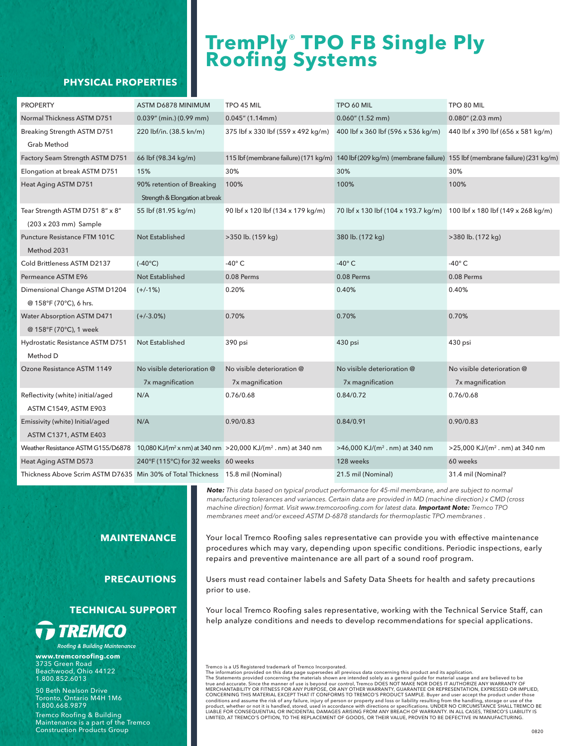# TremPly® TPO FB Single Ply Roofing Systems

## PHYSICAL PROPERTIES

| PROPERTY | ASTM D6878 MINIMUM | TPO 45 MIL | TPO 60 MIL | TPO 80 MIL |
|---|---|---|---|---|
| Normal Thickness ASTM D751 | 0.039" (min.) (0.99 mm) | 0.045" (1.14mm) | 0.060" (1.52 mm) | 0.080" (2.03 mm) |
| Breaking Strength ASTM D751 Grab Method | 220 lbf/in. (38.5 kn/m) | 375 lbf x 330 lbf (559 x 492 kg/m) | 400 lbf x 360 lbf (596 x 536 kg/m) | 440 lbf x 390 lbf (656 x 581 kg/m) |
| Factory Seam Strength ASTM D751 | 66 lbf (98.34 kg/m) | 115 lbf (membrane failure) (171 kg/m) | 140 lbf (209 kg/m) (membrane failure) | 155 lbf (membrane failure) (231 kg/m) |
| Elongation at break ASTM D751 | 15% | 30% | 30% | 30% |
| Heat Aging ASTM D751 | 90% retention of Breaking Strength & Elongation at break | 100% | 100% | 100% |
| Tear Strength ASTM D751 8" x 8" (203 x 203 mm) Sample | 55 lbf (81.95 kg/m) | 90 lbf x 120 lbf (134 x 179 kg/m) | 70 lbf x 130 lbf (104 x 193.7 kg/m) | 100 lbf x 180 lbf (149 x 268 kg/m) |
| Puncture Resistance FTM 101C Method 2031 | Not Established | >350 lb. (159 kg) | 380 lb. (172 kg) | >380 lb. (172 kg) |
| Cold Brittleness ASTM D2137 | (-40°C) | -40° C | -40° C | -40° C |
| Permeance ASTM E96 | Not Established | 0.08 Perms | 0.08 Perms | 0.08 Perms |
| Dimensional Change ASTM D1204 @ 158°F (70°C), 6 hrs. | (+/-1%) | 0.20% | 0.40% | 0.40% |
| Water Absorption ASTM D471 @ 158°F (70°C), 1 week | (+/-3.0%) | 0.70% | 0.70% | 0.70% |
| Hydrostatic Resistance ASTM D751 Method D | Not Established | 390 psi | 430 psi | 430 psi |
| Ozone Resistance ASTM 1149 | No visible deterioration @ 7x magnification | No visible deterioration @ 7x magnification | No visible deterioration @ 7x magnification | No visible deterioration @ 7x magnification |
| Reflectivity (white) initial/aged ASTM C1549, ASTM E903 | N/A | 0.76/0.68 | 0.84/0.72 | 0.76/0.68 |
| Emissivity (white) Initial/aged ASTM C1371, ASTM E403 | N/A | 0.90/0.83 | 0.84/0.91 | 0.90/0.83 |
| Weather Resistance ASTM G155/D6878 | 10,080 KJ/(m² x nm) at 340 nm | >20,000 KJ/(m² . nm) at 340 nm | >46,000 KJ/(m² . nm) at 340 nm | >25,000 KJ/(m² . nm) at 340 nm |
| Heat Aging ASTM D573 | 240°F (115°C) for 32 weeks | 60 weeks | 128 weeks | 60 weeks |
| Thickness Above Scrim ASTM D7635 | Min 30% of Total Thickness | 15.8 mil (Nominal) | 21.5 mil (Nominal) | 31.4 mil (Nominal? |

***Note:*** *This data based on typical product performance for 45-mil membrane, and are subject to normal manufacturing tolerances and variances. Certain data are provided in MD (machine direction) x CMD (cross machine direction) format. Visit www.tremcoroofing.com for latest data.* ***Important Note:*** *Tremco TPO membranes meet and/or exceed ASTM D-6878 standards for thermoplastic TPO membranes .*

## MAINTENANCE

Your local Tremco Roofing sales representative can provide you with effective maintenance procedures which may vary, depending upon specific conditions. Periodic inspections, early repairs and preventive maintenance are all part of a sound roof program.

## PRECAUTIONS

Users must read container labels and Safety Data Sheets for health and safety precautions prior to use.

## TECHNICAL SUPPORT

Your local Tremco Roofing sales representative, working with the Technical Service Staff, can help analyze conditions and needs to develop recommendations for special applications.

TREMCO
Roofing & Building Maintenance

**www.tremcoroofing.com**
3735 Green Road
Beachwood, Ohio 44122
1.800.852.6013

50 Beth Nealson Drive
Toronto, Ontario M4H 1M6
1.800.668.9879

Tremco Roofing & Building Maintenance is a part of the Tremco Construction Products Group

Tremco is a US Registered trademark of Tremco Incorporated.
The information provided on this data page supersedes all previous data concerning this product and its application.
The Statements provided concerning the materials shown are intended solely as a general guide for material usage and are believed to be true and accurate. Since the manner of use is beyond our control, Tremco DOES NOT MAKE NOR DOES IT AUTHORIZE ANY WARRANTY OF MERCHANTABILITY OR FITNESS FOR ANY PURPOSE, OR ANY OTHER WARRANTY, GUARANTEE OR REPRESENTATION, EXPRESSED OR IMPLIED, CONCERNING THIS MATERIAL EXCEPT THAT IT CONFORMS TO TREMCO'S PRODUCT SAMPLE. Buyer and user accept the product under those conditions and assume the risk of any failure, injury of person or property and loss or liability resulting from the handling, storage or use of the product, whether or not it is handled, stored, used in accordance with directions or specifications. UNDER NO CIRCUMSTANCE SHALL TREMCO BE LIABLE FOR CONSEQUENTIAL OR INCIDENTAL DAMAGES ARISING FROM ANY BREACH OF WARRANTY. IN ALL CASES, TREMCO'S LIABILITY IS LIMITED, AT TREMCO'S OPTION, TO THE REPLACEMENT OF GOODS, OR THEIR VALUE, PROVEN TO BE DEFECTIVE IN MANUFACTURING.

0820